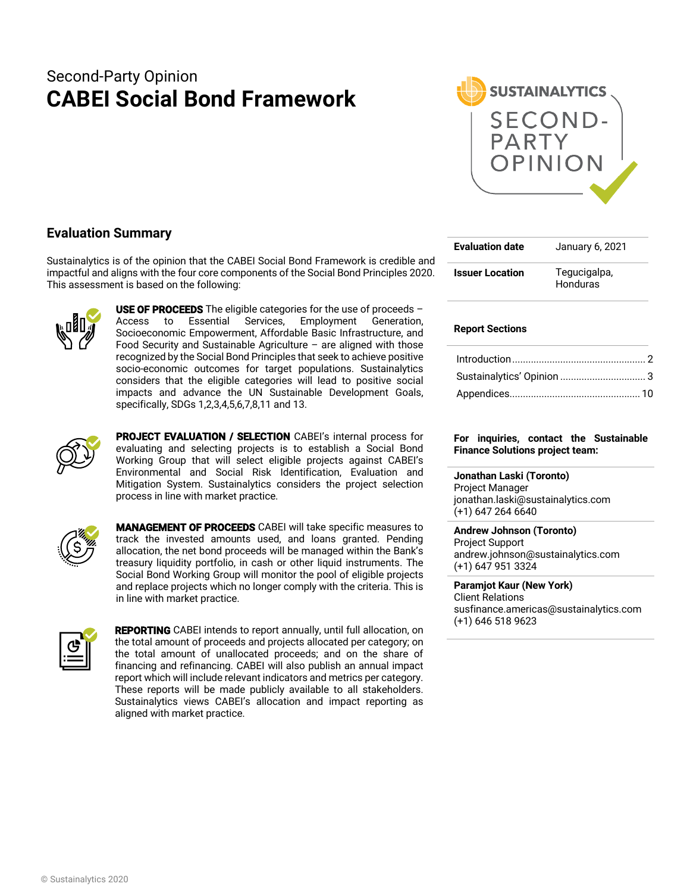Second-Party Opinion

# CABEI Social Bond Framework

## Evaluation Summary

Sustainalytics is of the opinion that the CABEI Social Bond Framework is credible and impactful and aligns with the four core components of the Social Bond Principles 2020. This assessment is based on the following:

**USE OF PROCEEDS** The eligible categories for the use of proceeds – Access to Essential Services, Employment Generation, Socioeconomic Empowerment, Affordable Basic Infrastructure, and Food Security and Sustainable Agriculture – are aligned with those recognized by the Social Bond Principles that seek to achieve positive socio-economic outcomes for target populations. Sustainalytics considers that the eligible categories will lead to positive social impacts and advance the UN Sustainable Development Goals, specifically, SDGs 1,2,3,4,5,6,7,8,11 and 13.

**PROJECT EVALUATION / SELECTION** CABEI's internal process for evaluating and selecting projects is to establish a Social Bond Working Group that will select eligible projects against CABEI's Environmental and Social Risk Identification, Evaluation and Mitigation System. Sustainalytics considers the project selection process in line with market practice.

**MANAGEMENT OF PROCEEDS** CABEI will take specific measures to track the invested amounts used, and loans granted. Pending allocation, the net bond proceeds will be managed within the Bank's treasury liquidity portfolio, in cash or other liquid instruments. The Social Bond Working Group will monitor the pool of eligible projects and replace projects which no longer comply with the criteria. This is in line with market practice.

**REPORTING** CABEI intends to report annually, until full allocation, on the total amount of proceeds and projects allocated per category; on the total amount of unallocated proceeds; and on the share of financing and refinancing. CABEI will also publish an annual impact report which will include relevant indicators and metrics per category. These reports will be made publicly available to all stakeholders. Sustainalytics views CABEI's allocation and impact reporting as aligned with market practice.

| | |
|---|---|
| **Evaluation date** | January 6, 2021 |
| **Issuer Location** | Tegucigalpa, Honduras |

**Report Sections**

- Introduction ... 2
- Sustainalytics' Opinion ... 3
- Appendices ... 10

**For inquiries, contact the Sustainable Finance Solutions project team:**

**Jonathan Laski (Toronto)**
Project Manager
jonathan.laski@sustainalytics.com
(+1) 647 264 6640

**Andrew Johnson (Toronto)**
Project Support
andrew.johnson@sustainalytics.com
(+1) 647 951 3324

**Paramjot Kaur (New York)**
Client Relations
susfinance.americas@sustainalytics.com
(+1) 646 518 9623

© Sustainalytics 2020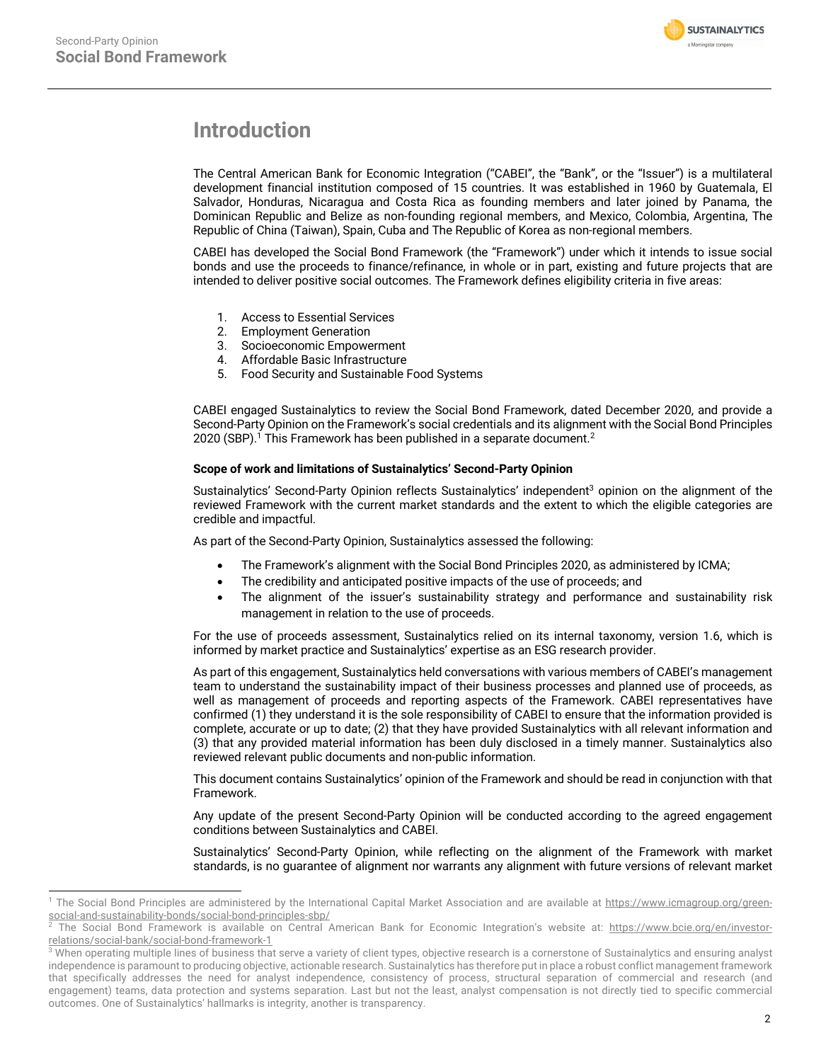# Introduction

The Central American Bank for Economic Integration ("CABEI", the "Bank", or the "Issuer") is a multilateral development financial institution composed of 15 countries. It was established in 1960 by Guatemala, El Salvador, Honduras, Nicaragua and Costa Rica as founding members and later joined by Panama, the Dominican Republic and Belize as non-founding regional members, and Mexico, Colombia, Argentina, The Republic of China (Taiwan), Spain, Cuba and The Republic of Korea as non-regional members.

CABEI has developed the Social Bond Framework (the "Framework") under which it intends to issue social bonds and use the proceeds to finance/refinance, in whole or in part, existing and future projects that are intended to deliver positive social outcomes. The Framework defines eligibility criteria in five areas:

1. Access to Essential Services
2. Employment Generation
3. Socioeconomic Empowerment
4. Affordable Basic Infrastructure
5. Food Security and Sustainable Food Systems

CABEI engaged Sustainalytics to review the Social Bond Framework, dated December 2020, and provide a Second-Party Opinion on the Framework's social credentials and its alignment with the Social Bond Principles 2020 (SBP).[1] This Framework has been published in a separate document.[2]

**Scope of work and limitations of Sustainalytics' Second-Party Opinion**

Sustainalytics' Second-Party Opinion reflects Sustainalytics' independent[3] opinion on the alignment of the reviewed Framework with the current market standards and the extent to which the eligible categories are credible and impactful.

As part of the Second-Party Opinion, Sustainalytics assessed the following:

- The Framework's alignment with the Social Bond Principles 2020, as administered by ICMA;
- The credibility and anticipated positive impacts of the use of proceeds; and
- The alignment of the issuer's sustainability strategy and performance and sustainability risk management in relation to the use of proceeds.

For the use of proceeds assessment, Sustainalytics relied on its internal taxonomy, version 1.6, which is informed by market practice and Sustainalytics' expertise as an ESG research provider.

As part of this engagement, Sustainalytics held conversations with various members of CABEI's management team to understand the sustainability impact of their business processes and planned use of proceeds, as well as management of proceeds and reporting aspects of the Framework. CABEI representatives have confirmed (1) they understand it is the sole responsibility of CABEI to ensure that the information provided is complete, accurate or up to date; (2) that they have provided Sustainalytics with all relevant information and (3) that any provided material information has been duly disclosed in a timely manner. Sustainalytics also reviewed relevant public documents and non-public information.

This document contains Sustainalytics' opinion of the Framework and should be read in conjunction with that Framework.

Any update of the present Second-Party Opinion will be conducted according to the agreed engagement conditions between Sustainalytics and CABEI.

Sustainalytics' Second-Party Opinion, while reflecting on the alignment of the Framework with market standards, is no guarantee of alignment nor warrants any alignment with future versions of relevant market

---

[1] The Social Bond Principles are administered by the International Capital Market Association and are available at https://www.icmagroup.org/green-social-and-sustainability-bonds/social-bond-principles-sbp/

[2] The Social Bond Framework is available on Central American Bank for Economic Integration's website at: https://www.bcie.org/en/investor-relations/social-bank/social-bond-framework-1

[3] When operating multiple lines of business that serve a variety of client types, objective research is a cornerstone of Sustainalytics and ensuring analyst independence is paramount to producing objective, actionable research. Sustainalytics has therefore put in place a robust conflict management framework that specifically addresses the need for analyst independence, consistency of process, structural separation of commercial and research (and engagement) teams, data protection and systems separation. Last but not the least, analyst compensation is not directly tied to specific commercial outcomes. One of Sustainalytics' hallmarks is integrity, another is transparency.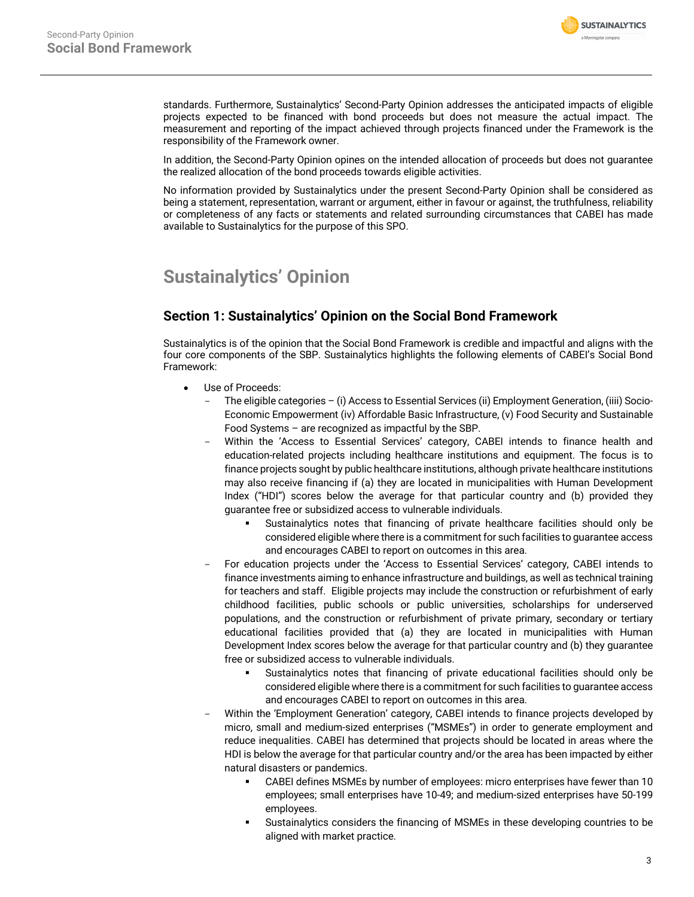standards. Furthermore, Sustainalytics' Second-Party Opinion addresses the anticipated impacts of eligible projects expected to be financed with bond proceeds but does not measure the actual impact. The measurement and reporting of the impact achieved through projects financed under the Framework is the responsibility of the Framework owner.

In addition, the Second-Party Opinion opines on the intended allocation of proceeds but does not guarantee the realized allocation of the bond proceeds towards eligible activities.

No information provided by Sustainalytics under the present Second-Party Opinion shall be considered as being a statement, representation, warrant or argument, either in favour or against, the truthfulness, reliability or completeness of any facts or statements and related surrounding circumstances that CABEI has made available to Sustainalytics for the purpose of this SPO.

# Sustainalytics' Opinion

## Section 1: Sustainalytics' Opinion on the Social Bond Framework

Sustainalytics is of the opinion that the Social Bond Framework is credible and impactful and aligns with the four core components of the SBP. Sustainalytics highlights the following elements of CABEI's Social Bond Framework:

- Use of Proceeds:
  - The eligible categories – (i) Access to Essential Services (ii) Employment Generation, (iiii) Socio-Economic Empowerment (iv) Affordable Basic Infrastructure, (v) Food Security and Sustainable Food Systems – are recognized as impactful by the SBP.
  - Within the 'Access to Essential Services' category, CABEI intends to finance health and education-related projects including healthcare institutions and equipment. The focus is to finance projects sought by public healthcare institutions, although private healthcare institutions may also receive financing if (a) they are located in municipalities with Human Development Index ("HDI") scores below the average for that particular country and (b) provided they guarantee free or subsidized access to vulnerable individuals.
    - Sustainalytics notes that financing of private healthcare facilities should only be considered eligible where there is a commitment for such facilities to guarantee access and encourages CABEI to report on outcomes in this area.
  - For education projects under the 'Access to Essential Services' category, CABEI intends to finance investments aiming to enhance infrastructure and buildings, as well as technical training for teachers and staff. Eligible projects may include the construction or refurbishment of early childhood facilities, public schools or public universities, scholarships for underserved populations, and the construction or refurbishment of private primary, secondary or tertiary educational facilities provided that (a) they are located in municipalities with Human Development Index scores below the average for that particular country and (b) they guarantee free or subsidized access to vulnerable individuals.
    - Sustainalytics notes that financing of private educational facilities should only be considered eligible where there is a commitment for such facilities to guarantee access and encourages CABEI to report on outcomes in this area.
  - Within the 'Employment Generation' category, CABEI intends to finance projects developed by micro, small and medium-sized enterprises ("MSMEs") in order to generate employment and reduce inequalities. CABEI has determined that projects should be located in areas where the HDI is below the average for that particular country and/or the area has been impacted by either natural disasters or pandemics.
    - CABEI defines MSMEs by number of employees: micro enterprises have fewer than 10 employees; small enterprises have 10-49; and medium-sized enterprises have 50-199 employees.
    - Sustainalytics considers the financing of MSMEs in these developing countries to be aligned with market practice.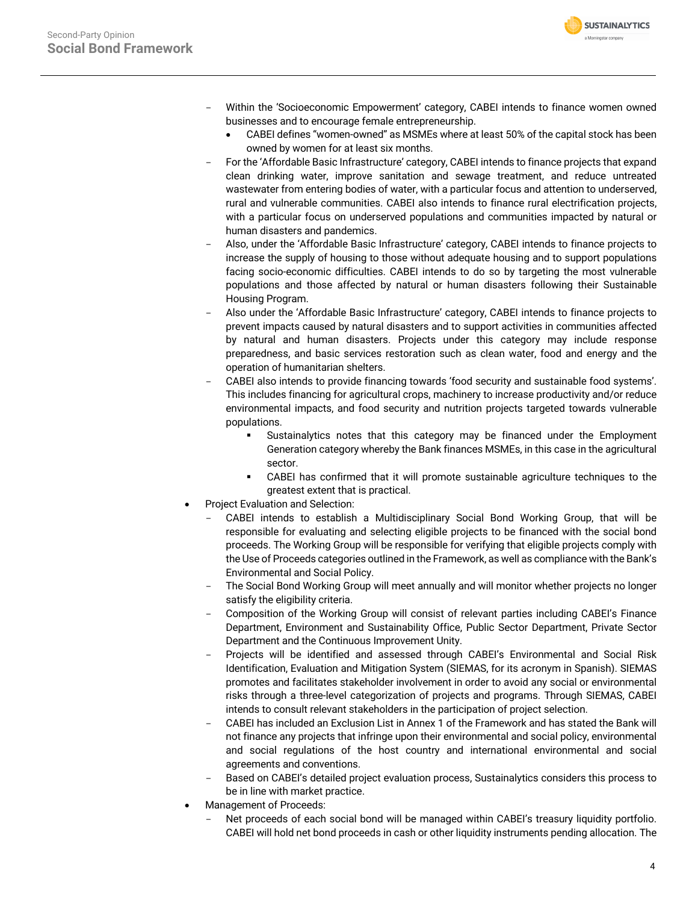- Within the 'Socioeconomic Empowerment' category, CABEI intends to finance women owned businesses and to encourage female entrepreneurship.
    - CABEI defines "women-owned" as MSMEs where at least 50% of the capital stock has been owned by women for at least six months.
- For the 'Affordable Basic Infrastructure' category, CABEI intends to finance projects that expand clean drinking water, improve sanitation and sewage treatment, and reduce untreated wastewater from entering bodies of water, with a particular focus and attention to underserved, rural and vulnerable communities. CABEI also intends to finance rural electrification projects, with a particular focus on underserved populations and communities impacted by natural or human disasters and pandemics.
- Also, under the 'Affordable Basic Infrastructure' category, CABEI intends to finance projects to increase the supply of housing to those without adequate housing and to support populations facing socio-economic difficulties. CABEI intends to do so by targeting the most vulnerable populations and those affected by natural or human disasters following their Sustainable Housing Program.
- Also under the 'Affordable Basic Infrastructure' category, CABEI intends to finance projects to prevent impacts caused by natural disasters and to support activities in communities affected by natural and human disasters. Projects under this category may include response preparedness, and basic services restoration such as clean water, food and energy and the operation of humanitarian shelters.
- CABEI also intends to provide financing towards 'food security and sustainable food systems'. This includes financing for agricultural crops, machinery to increase productivity and/or reduce environmental impacts, and food security and nutrition projects targeted towards vulnerable populations.
    - Sustainalytics notes that this category may be financed under the Employment Generation category whereby the Bank finances MSMEs, in this case in the agricultural sector.
    - CABEI has confirmed that it will promote sustainable agriculture techniques to the greatest extent that is practical.

- Project Evaluation and Selection:
    - CABEI intends to establish a Multidisciplinary Social Bond Working Group, that will be responsible for evaluating and selecting eligible projects to be financed with the social bond proceeds. The Working Group will be responsible for verifying that eligible projects comply with the Use of Proceeds categories outlined in the Framework, as well as compliance with the Bank's Environmental and Social Policy.
    - The Social Bond Working Group will meet annually and will monitor whether projects no longer satisfy the eligibility criteria.
    - Composition of the Working Group will consist of relevant parties including CABEI's Finance Department, Environment and Sustainability Office, Public Sector Department, Private Sector Department and the Continuous Improvement Unity.
    - Projects will be identified and assessed through CABEI's Environmental and Social Risk Identification, Evaluation and Mitigation System (SIEMAS, for its acronym in Spanish). SIEMAS promotes and facilitates stakeholder involvement in order to avoid any social or environmental risks through a three-level categorization of projects and programs. Through SIEMAS, CABEI intends to consult relevant stakeholders in the participation of project selection.
    - CABEI has included an Exclusion List in Annex 1 of the Framework and has stated the Bank will not finance any projects that infringe upon their environmental and social policy, environmental and social regulations of the host country and international environmental and social agreements and conventions.
    - Based on CABEI's detailed project evaluation process, Sustainalytics considers this process to be in line with market practice.
- Management of Proceeds:
    - Net proceeds of each social bond will be managed within CABEI's treasury liquidity portfolio. CABEI will hold net bond proceeds in cash or other liquidity instruments pending allocation. The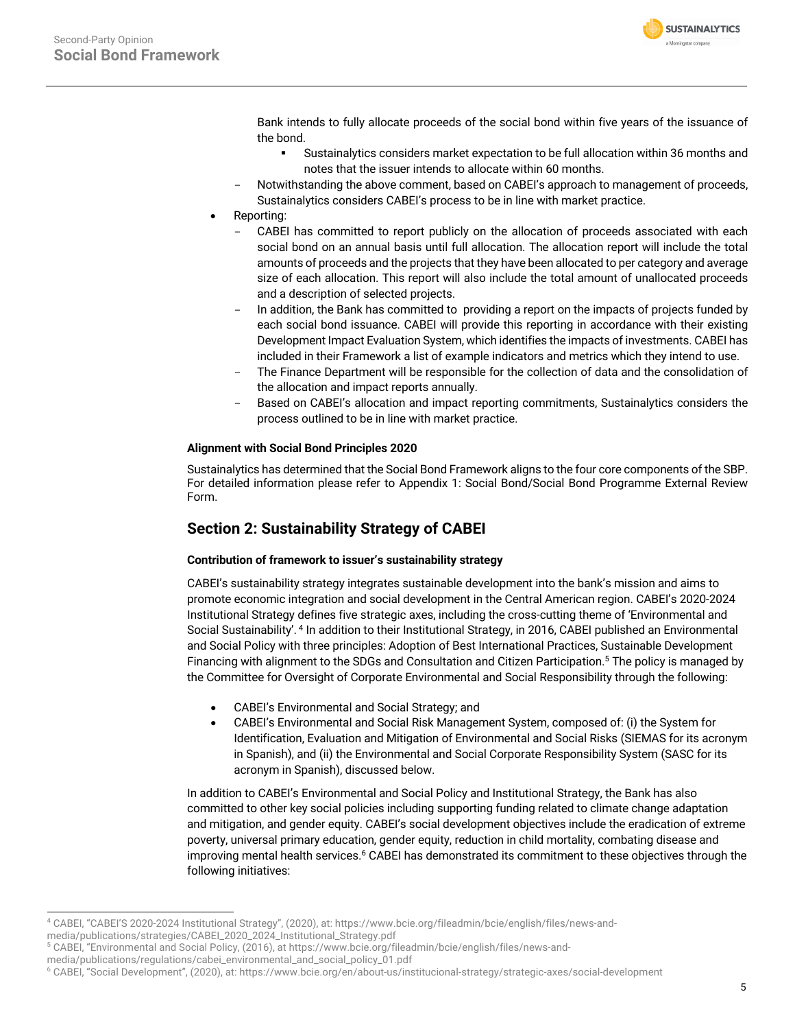Bank intends to fully allocate proceeds of the social bond within five years of the issuance of the bond.

  - Sustainalytics considers market expectation to be full allocation within 36 months and notes that the issuer intends to allocate within 60 months.

- Notwithstanding the above comment, based on CABEI's approach to management of proceeds, Sustainalytics considers CABEI's process to be in line with market practice.

- Reporting:
  - CABEI has committed to report publicly on the allocation of proceeds associated with each social bond on an annual basis until full allocation. The allocation report will include the total amounts of proceeds and the projects that they have been allocated to per category and average size of each allocation. This report will also include the total amount of unallocated proceeds and a description of selected projects.
  - In addition, the Bank has committed to providing a report on the impacts of projects funded by each social bond issuance. CABEI will provide this reporting in accordance with their existing Development Impact Evaluation System, which identifies the impacts of investments. CABEI has included in their Framework a list of example indicators and metrics which they intend to use.
  - The Finance Department will be responsible for the collection of data and the consolidation of the allocation and impact reports annually.
  - Based on CABEI's allocation and impact reporting commitments, Sustainalytics considers the process outlined to be in line with market practice.

**Alignment with Social Bond Principles 2020**

Sustainalytics has determined that the Social Bond Framework aligns to the four core components of the SBP. For detailed information please refer to Appendix 1: Social Bond/Social Bond Programme External Review Form.

## Section 2: Sustainability Strategy of CABEI

**Contribution of framework to issuer's sustainability strategy**

CABEI's sustainability strategy integrates sustainable development into the bank's mission and aims to promote economic integration and social development in the Central American region. CABEI's 2020-2024 Institutional Strategy defines five strategic axes, including the cross-cutting theme of 'Environmental and Social Sustainability'.[4] In addition to their Institutional Strategy, in 2016, CABEI published an Environmental and Social Policy with three principles: Adoption of Best International Practices, Sustainable Development Financing with alignment to the SDGs and Consultation and Citizen Participation.[5] The policy is managed by the Committee for Oversight of Corporate Environmental and Social Responsibility through the following:

- CABEI's Environmental and Social Strategy; and
- CABEI's Environmental and Social Risk Management System, composed of: (i) the System for Identification, Evaluation and Mitigation of Environmental and Social Risks (SIEMAS for its acronym in Spanish), and (ii) the Environmental and Social Corporate Responsibility System (SASC for its acronym in Spanish), discussed below.

In addition to CABEI's Environmental and Social Policy and Institutional Strategy, the Bank has also committed to other key social policies including supporting funding related to climate change adaptation and mitigation, and gender equity. CABEI's social development objectives include the eradication of extreme poverty, universal primary education, gender equity, reduction in child mortality, combating disease and improving mental health services.[6] CABEI has demonstrated its commitment to these objectives through the following initiatives:

---

[4] CABEI, "CABEI'S 2020-2024 Institutional Strategy", (2020), at: https://www.bcie.org/fileadmin/bcie/english/files/news-and-media/publications/strategies/CABEI_2020_2024_Institutional_Strategy.pdf

[5] CABEI, "Environmental and Social Policy, (2016), at https://www.bcie.org/fileadmin/bcie/english/files/news-and-media/publications/regulations/cabei_environmental_and_social_policy_01.pdf

[6] CABEI, "Social Development", (2020), at: https://www.bcie.org/en/about-us/institucional-strategy/strategic-axes/social-development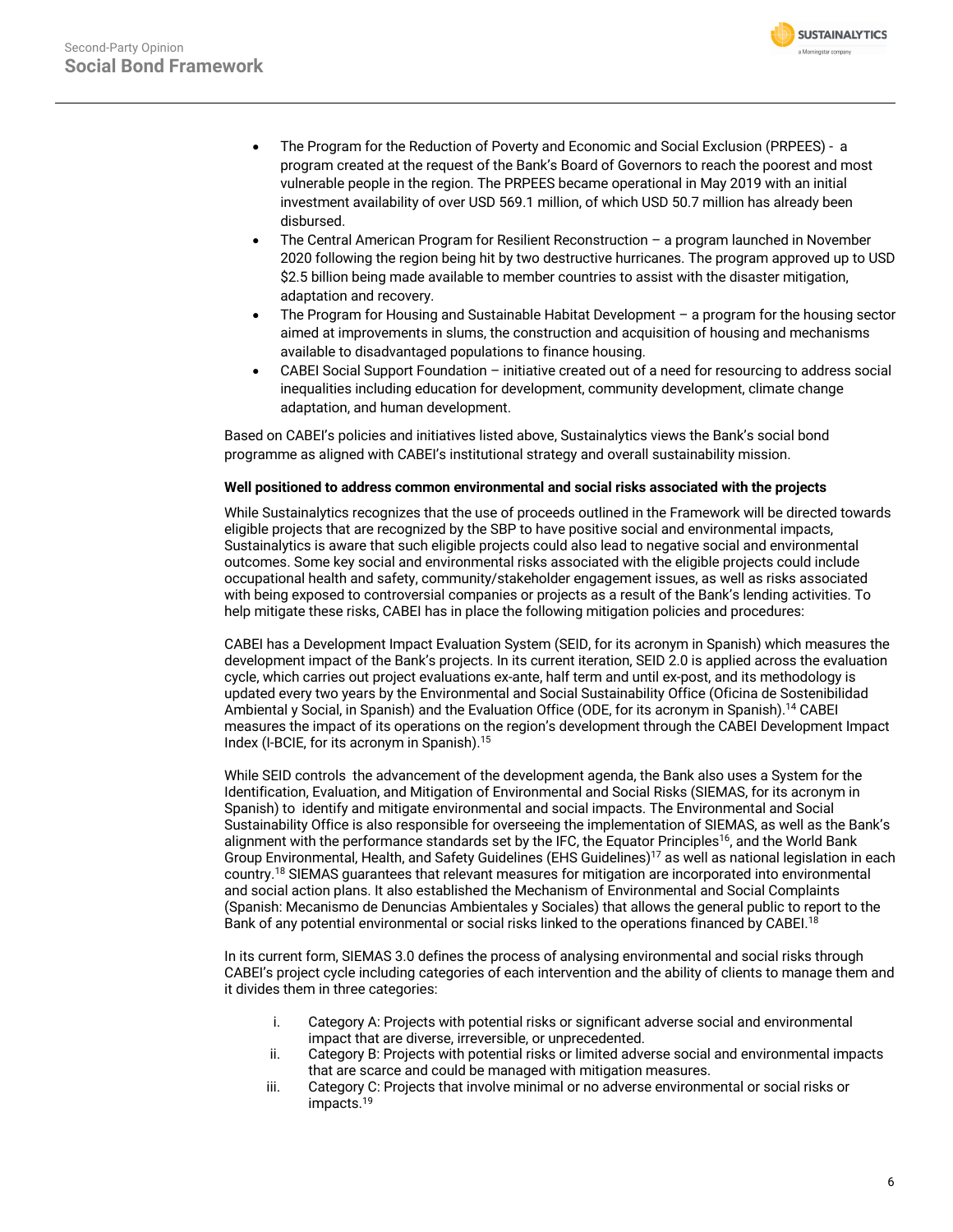- The Program for the Reduction of Poverty and Economic and Social Exclusion (PRPEES) - a program created at the request of the Bank's Board of Governors to reach the poorest and most vulnerable people in the region. The PRPEES became operational in May 2019 with an initial investment availability of over USD 569.1 million, of which USD 50.7 million has already been disbursed.
- The Central American Program for Resilient Reconstruction – a program launched in November 2020 following the region being hit by two destructive hurricanes. The program approved up to USD $2.5 billion being made available to member countries to assist with the disaster mitigation, adaptation and recovery.
- The Program for Housing and Sustainable Habitat Development – a program for the housing sector aimed at improvements in slums, the construction and acquisition of housing and mechanisms available to disadvantaged populations to finance housing.
- CABEI Social Support Foundation – initiative created out of a need for resourcing to address social inequalities including education for development, community development, climate change adaptation, and human development.

Based on CABEI's policies and initiatives listed above, Sustainalytics views the Bank's social bond programme as aligned with CABEI's institutional strategy and overall sustainability mission.

**Well positioned to address common environmental and social risks associated with the projects**

While Sustainalytics recognizes that the use of proceeds outlined in the Framework will be directed towards eligible projects that are recognized by the SBP to have positive social and environmental impacts, Sustainalytics is aware that such eligible projects could also lead to negative social and environmental outcomes. Some key social and environmental risks associated with the eligible projects could include occupational health and safety, community/stakeholder engagement issues, as well as risks associated with being exposed to controversial companies or projects as a result of the Bank's lending activities. To help mitigate these risks, CABEI has in place the following mitigation policies and procedures:

CABEI has a Development Impact Evaluation System (SEID, for its acronym in Spanish) which measures the development impact of the Bank's projects. In its current iteration, SEID 2.0 is applied across the evaluation cycle, which carries out project evaluations ex-ante, half term and until ex-post, and its methodology is updated every two years by the Environmental and Social Sustainability Office (Oficina de Sostenibilidad Ambiental y Social, in Spanish) and the Evaluation Office (ODE, for its acronym in Spanish).[14] CABEI measures the impact of its operations on the region's development through the CABEI Development Impact Index (I-BCIE, for its acronym in Spanish).[15]

While SEID controls the advancement of the development agenda, the Bank also uses a System for the Identification, Evaluation, and Mitigation of Environmental and Social Risks (SIEMAS, for its acronym in Spanish) to identify and mitigate environmental and social impacts. The Environmental and Social Sustainability Office is also responsible for overseeing the implementation of SIEMAS, as well as the Bank's alignment with the performance standards set by the IFC, the Equator Principles[16], and the World Bank Group Environmental, Health, and Safety Guidelines (EHS Guidelines)[17] as well as national legislation in each country.[18] SIEMAS guarantees that relevant measures for mitigation are incorporated into environmental and social action plans. It also established the Mechanism of Environmental and Social Complaints (Spanish: Mecanismo de Denuncias Ambientales y Sociales) that allows the general public to report to the Bank of any potential environmental or social risks linked to the operations financed by CABEI.[18]

In its current form, SIEMAS 3.0 defines the process of analysing environmental and social risks through CABEI's project cycle including categories of each intervention and the ability of clients to manage them and it divides them in three categories:

1. Category A: Projects with potential risks or significant adverse social and environmental impact that are diverse, irreversible, or unprecedented.
2. Category B: Projects with potential risks or limited adverse social and environmental impacts that are scarce and could be managed with mitigation measures.
3. Category C: Projects that involve minimal or no adverse environmental or social risks or impacts.[19]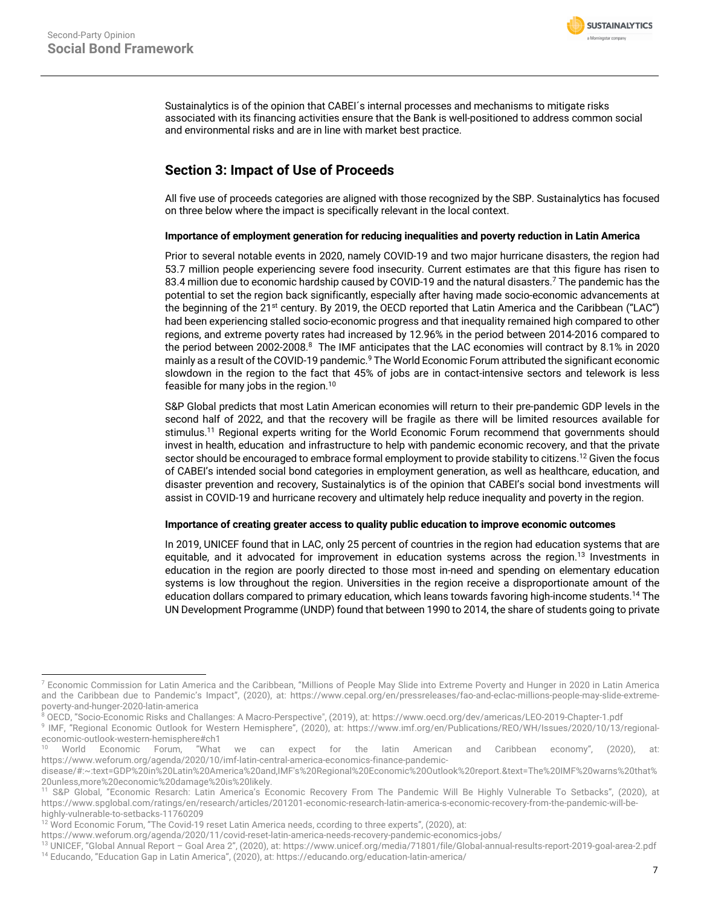Sustainalytics is of the opinion that CABEI´s internal processes and mechanisms to mitigate risks associated with its financing activities ensure that the Bank is well-positioned to address common social and environmental risks and are in line with market best practice.

## Section 3: Impact of Use of Proceeds

All five use of proceeds categories are aligned with those recognized by the SBP. Sustainalytics has focused on three below where the impact is specifically relevant in the local context.

**Importance of employment generation for reducing inequalities and poverty reduction in Latin America**

Prior to several notable events in 2020, namely COVID-19 and two major hurricane disasters, the region had 53.7 million people experiencing severe food insecurity. Current estimates are that this figure has risen to 83.4 million due to economic hardship caused by COVID-19 and the natural disasters.[7] The pandemic has the potential to set the region back significantly, especially after having made socio-economic advancements at the beginning of the 21st century. By 2019, the OECD reported that Latin America and the Caribbean ("LAC") had been experiencing stalled socio-economic progress and that inequality remained high compared to other regions, and extreme poverty rates had increased by 12.96% in the period between 2014-2016 compared to the period between 2002-2008.[8] The IMF anticipates that the LAC economies will contract by 8.1% in 2020 mainly as a result of the COVID-19 pandemic.[9] The World Economic Forum attributed the significant economic slowdown in the region to the fact that 45% of jobs are in contact-intensive sectors and telework is less feasible for many jobs in the region.[10]

S&P Global predicts that most Latin American economies will return to their pre-pandemic GDP levels in the second half of 2022, and that the recovery will be fragile as there will be limited resources available for stimulus.[11] Regional experts writing for the World Economic Forum recommend that governments should invest in health, education and infrastructure to help with pandemic economic recovery, and that the private sector should be encouraged to embrace formal employment to provide stability to citizens.[12] Given the focus of CABEI's intended social bond categories in employment generation, as well as healthcare, education, and disaster prevention and recovery, Sustainalytics is of the opinion that CABEI's social bond investments will assist in COVID-19 and hurricane recovery and ultimately help reduce inequality and poverty in the region.

**Importance of creating greater access to quality public education to improve economic outcomes**

In 2019, UNICEF found that in LAC, only 25 percent of countries in the region had education systems that are equitable, and it advocated for improvement in education systems across the region.[13] Investments in education in the region are poorly directed to those most in-need and spending on elementary education systems is low throughout the region. Universities in the region receive a disproportionate amount of the education dollars compared to primary education, which leans towards favoring high-income students.[14] The UN Development Programme (UNDP) found that between 1990 to 2014, the share of students going to private

---

[7] Economic Commission for Latin America and the Caribbean, "Millions of People May Slide into Extreme Poverty and Hunger in 2020 in Latin America and the Caribbean due to Pandemic's Impact", (2020), at: https://www.cepal.org/en/pressreleases/fao-and-eclac-millions-people-may-slide-extreme-poverty-and-hunger-2020-latin-america

[8] OECD, "Socio-Economic Risks and Challanges: A Macro-Perspective", (2019), at: https://www.oecd.org/dev/americas/LEO-2019-Chapter-1.pdf

[9] IMF, "Regional Economic Outlook for Western Hemisphere", (2020), at: https://www.imf.org/en/Publications/REO/WH/Issues/2020/10/13/regional-economic-outlook-western-hemisphere#ch1

[10] World Economic Forum, "What we can expect for the latin American and Caribbean economy", (2020), at: https://www.weforum.org/agenda/2020/10/imf-latin-central-america-economics-finance-pandemic-disease/#:~:text=GDP%20in%20Latin%20America%20and,IMF's%20Regional%20Economic%20Outlook%20report.&text=The%20IMF%20warns%20that%20unless,more%20economic%20damage%20is%20likely.

[11] S&P Global, "Economic Resarch: Latin America's Economic Recovery From The Pandemic Will Be Highly Vulnerable To Setbacks", (2020), at https://www.spglobal.com/ratings/en/research/articles/201201-economic-research-latin-america-s-economic-recovery-from-the-pandemic-will-be-highly-vulnerable-to-setbacks-11760209

[12] Word Economic Forum, "The Covid-19 reset Latin America needs, ccording to three experts", (2020), at: https://www.weforum.org/agenda/2020/11/covid-reset-latin-america-needs-recovery-pandemic-economics-jobs/

[13] UNICEF, "Global Annual Report – Goal Area 2", (2020), at: https://www.unicef.org/media/71801/file/Global-annual-results-report-2019-goal-area-2.pdf

[14] Educando, "Education Gap in Latin America", (2020), at: https://educando.org/education-latin-america/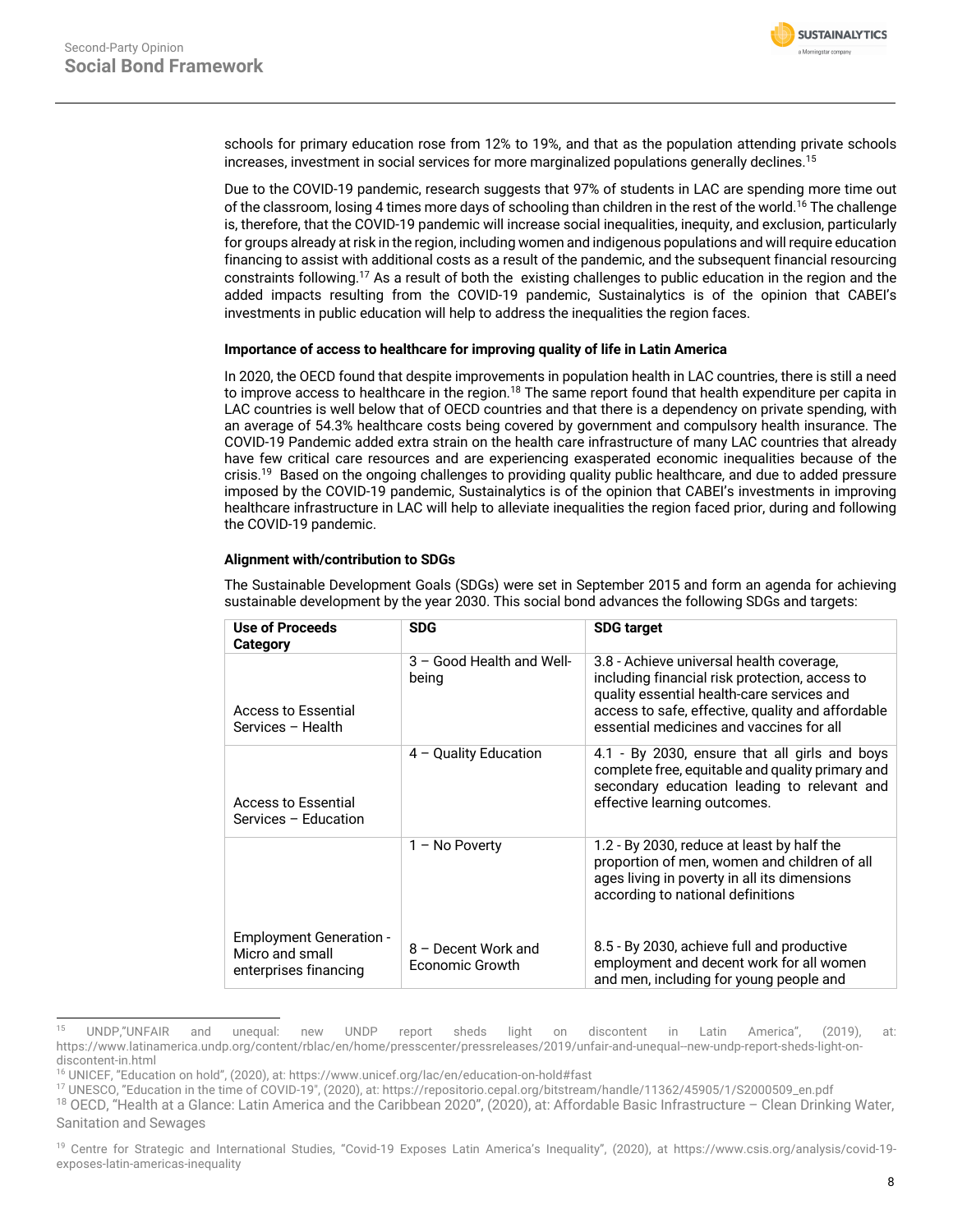schools for primary education rose from 12% to 19%, and that as the population attending private schools increases, investment in social services for more marginalized populations generally declines.[15]

Due to the COVID-19 pandemic, research suggests that 97% of students in LAC are spending more time out of the classroom, losing 4 times more days of schooling than children in the rest of the world.[16] The challenge is, therefore, that the COVID-19 pandemic will increase social inequalities, inequity, and exclusion, particularly for groups already at risk in the region, including women and indigenous populations and will require education financing to assist with additional costs as a result of the pandemic, and the subsequent financial resourcing constraints following.[17] As a result of both the existing challenges to public education in the region and the added impacts resulting from the COVID-19 pandemic, Sustainalytics is of the opinion that CABEI's investments in public education will help to address the inequalities the region faces.

**Importance of access to healthcare for improving quality of life in Latin America**

In 2020, the OECD found that despite improvements in population health in LAC countries, there is still a need to improve access to healthcare in the region.[18] The same report found that health expenditure per capita in LAC countries is well below that of OECD countries and that there is a dependency on private spending, with an average of 54.3% healthcare costs being covered by government and compulsory health insurance. The COVID-19 Pandemic added extra strain on the health care infrastructure of many LAC countries that already have few critical care resources and are experiencing exasperated economic inequalities because of the crisis.[19] Based on the ongoing challenges to providing quality public healthcare, and due to added pressure imposed by the COVID-19 pandemic, Sustainalytics is of the opinion that CABEI's investments in improving healthcare infrastructure in LAC will help to alleviate inequalities the region faced prior, during and following the COVID-19 pandemic.

**Alignment with/contribution to SDGs**

The Sustainable Development Goals (SDGs) were set in September 2015 and form an agenda for achieving sustainable development by the year 2030. This social bond advances the following SDGs and targets:

| Use of Proceeds Category | SDG | SDG target |
|---|---|---|
| Access to Essential Services – Health | 3 – Good Health and Well-being | 3.8 - Achieve universal health coverage, including financial risk protection, access to quality essential health-care services and access to safe, effective, quality and affordable essential medicines and vaccines for all |
| Access to Essential Services – Education | 4 – Quality Education | 4.1 - By 2030, ensure that all girls and boys complete free, equitable and quality primary and secondary education leading to relevant and effective learning outcomes. |
| Employment Generation - Micro and small enterprises financing | 1 – No Poverty | 1.2 - By 2030, reduce at least by half the proportion of men, women and children of all ages living in poverty in all its dimensions according to national definitions |
| | 8 – Decent Work and Economic Growth | 8.5 - By 2030, achieve full and productive employment and decent work for all women and men, including for young people and |

[15] UNDP,"UNFAIR and unequal: new UNDP report sheds light on discontent in Latin America", (2019), at: https://www.latinamerica.undp.org/content/rblac/en/home/presscenter/pressreleases/2019/unfair-and-unequal--new-undp-report-sheds-light-on-discontent-in.html

[16] UNICEF, "Education on hold", (2020), at: https://www.unicef.org/lac/en/education-on-hold#fast

[17] UNESCO, "Education in the time of COVID-19", (2020), at: https://repositorio.cepal.org/bitstream/handle/11362/45905/1/S2000509_en.pdf

[18] OECD, "Health at a Glance: Latin America and the Caribbean 2020", (2020), at: Affordable Basic Infrastructure – Clean Drinking Water, Sanitation and Sewages

[19] Centre for Strategic and International Studies, "Covid-19 Exposes Latin America's Inequality", (2020), at https://www.csis.org/analysis/covid-19-exposes-latin-americas-inequality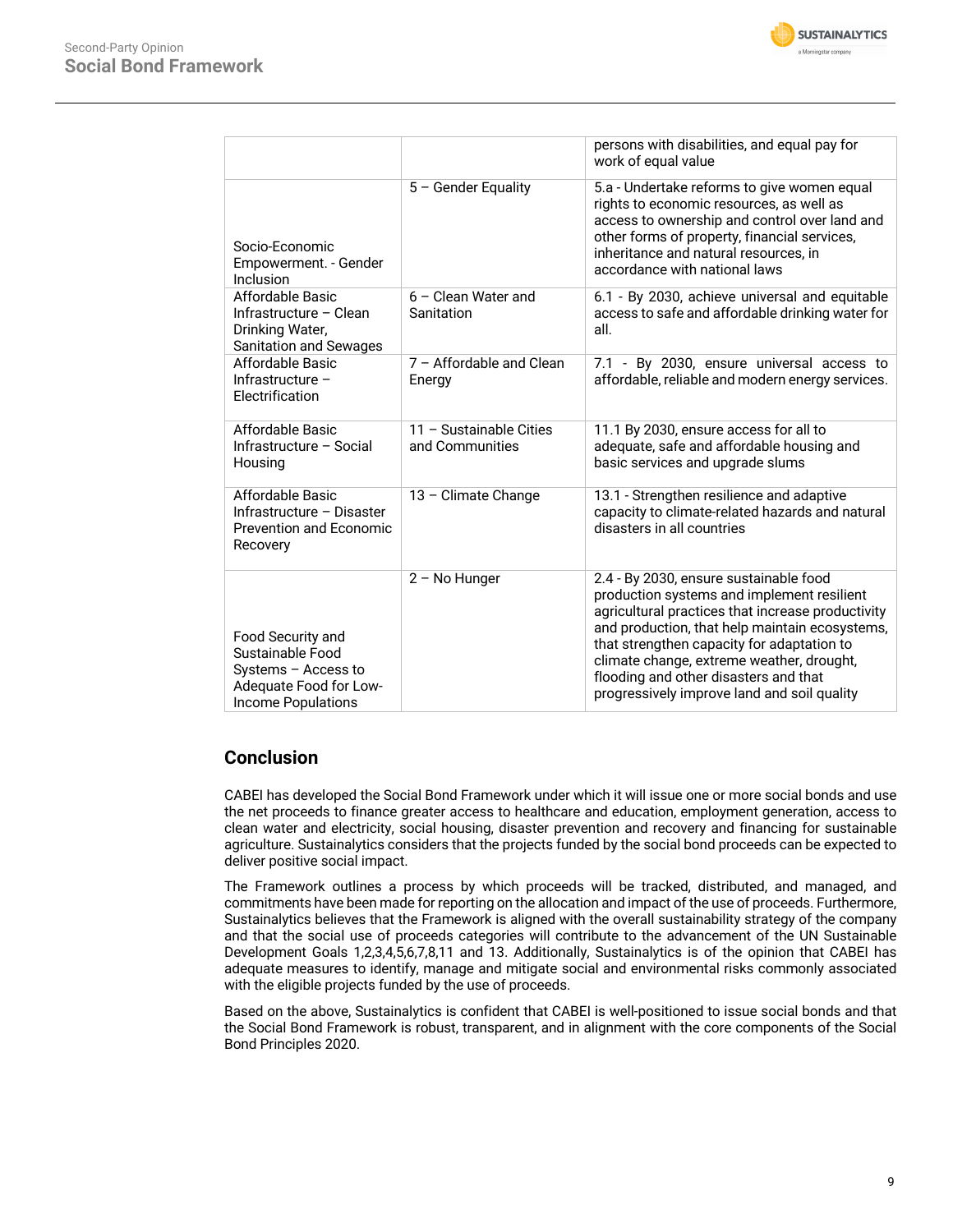| | | |
|---|---|---|
| | | persons with disabilities, and equal pay for work of equal value |
| Socio-Economic Empowerment. - Gender Inclusion | 5 – Gender Equality | 5.a - Undertake reforms to give women equal rights to economic resources, as well as access to ownership and control over land and other forms of property, financial services, inheritance and natural resources, in accordance with national laws |
| Affordable Basic Infrastructure – Clean Drinking Water, Sanitation and Sewages | 6 – Clean Water and Sanitation | 6.1 - By 2030, achieve universal and equitable access to safe and affordable drinking water for all. |
| Affordable Basic Infrastructure – Electrification | 7 – Affordable and Clean Energy | 7.1 - By 2030, ensure universal access to affordable, reliable and modern energy services. |
| Affordable Basic Infrastructure – Social Housing | 11 – Sustainable Cities and Communities | 11.1 By 2030, ensure access for all to adequate, safe and affordable housing and basic services and upgrade slums |
| Affordable Basic Infrastructure – Disaster Prevention and Economic Recovery | 13 – Climate Change | 13.1 - Strengthen resilience and adaptive capacity to climate-related hazards and natural disasters in all countries |
| Food Security and Sustainable Food Systems – Access to Adequate Food for Low-Income Populations | 2 – No Hunger | 2.4 - By 2030, ensure sustainable food production systems and implement resilient agricultural practices that increase productivity and production, that help maintain ecosystems, that strengthen capacity for adaptation to climate change, extreme weather, drought, flooding and other disasters and that progressively improve land and soil quality |

## Conclusion

CABEI has developed the Social Bond Framework under which it will issue one or more social bonds and use the net proceeds to finance greater access to healthcare and education, employment generation, access to clean water and electricity, social housing, disaster prevention and recovery and financing for sustainable agriculture. Sustainalytics considers that the projects funded by the social bond proceeds can be expected to deliver positive social impact.

The Framework outlines a process by which proceeds will be tracked, distributed, and managed, and commitments have been made for reporting on the allocation and impact of the use of proceeds. Furthermore, Sustainalytics believes that the Framework is aligned with the overall sustainability strategy of the company and that the social use of proceeds categories will contribute to the advancement of the UN Sustainable Development Goals 1,2,3,4,5,6,7,8,11 and 13. Additionally, Sustainalytics is of the opinion that CABEI has adequate measures to identify, manage and mitigate social and environmental risks commonly associated with the eligible projects funded by the use of proceeds.

Based on the above, Sustainalytics is confident that CABEI is well-positioned to issue social bonds and that the Social Bond Framework is robust, transparent, and in alignment with the core components of the Social Bond Principles 2020.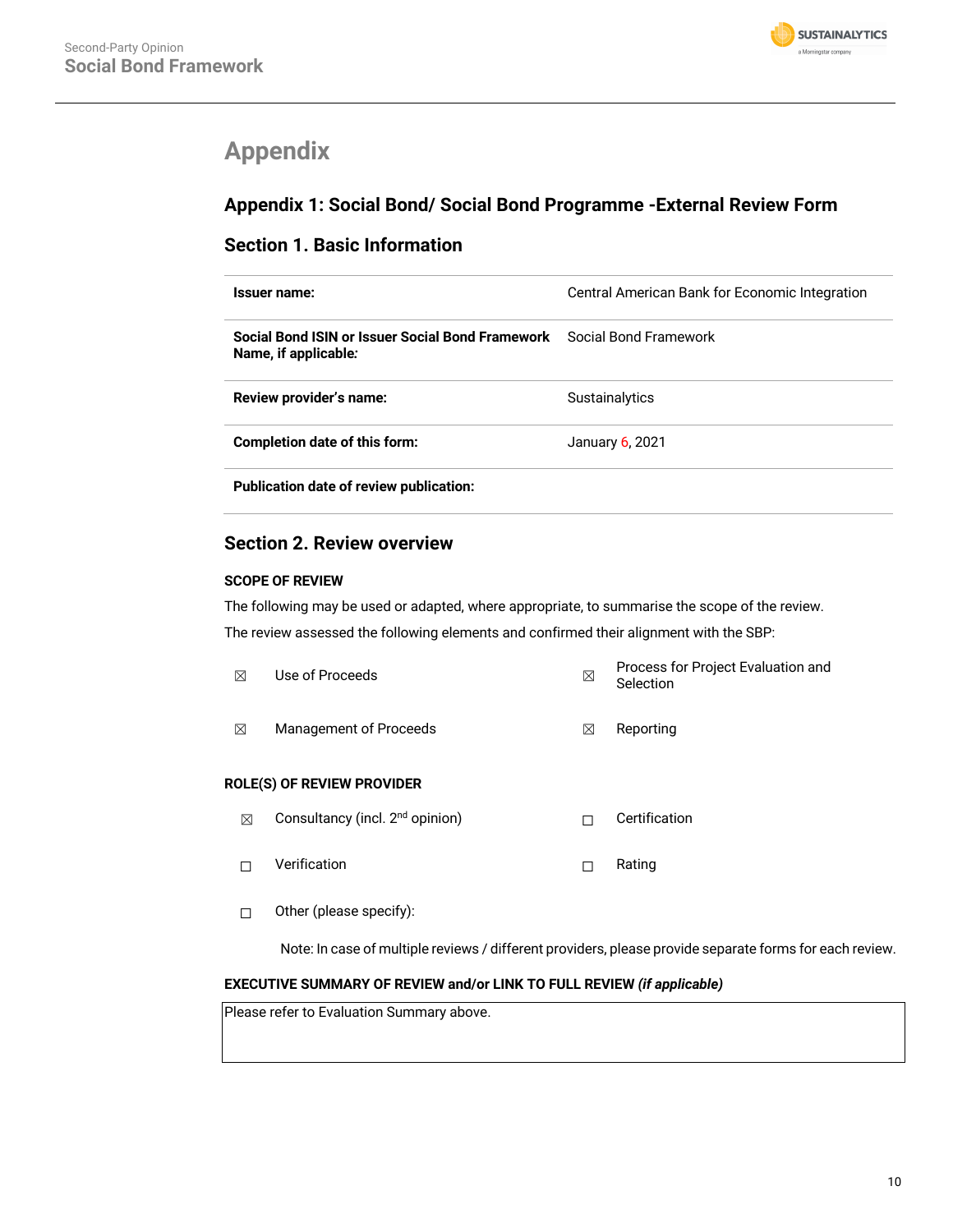# Appendix

## Appendix 1: Social Bond/ Social Bond Programme -External Review Form

### Section 1. Basic Information

| | |
|---|---|
| **Issuer name:** | Central American Bank for Economic Integration |
| **Social Bond ISIN or Issuer Social Bond Framework Name, if applicable:** | Social Bond Framework |
| **Review provider's name:** | Sustainalytics |
| **Completion date of this form:** | January 6, 2021 |
| **Publication date of review publication:** | |

### Section 2. Review overview

**SCOPE OF REVIEW**

The following may be used or adapted, where appropriate, to summarise the scope of the review.

The review assessed the following elements and confirmed their alignment with the SBP:

| | | | |
|---|---|---|---|
| ☒ | Use of Proceeds | ☒ | Process for Project Evaluation and Selection |
| ☒ | Management of Proceeds | ☒ | Reporting |

**ROLE(S) OF REVIEW PROVIDER**

| | | | |
|---|---|---|---|
| ☒ | Consultancy (incl. 2nd opinion) | ☐ | Certification |
| ☐ | Verification | ☐ | Rating |
| ☐ | Other (please specify): | | |

Note: In case of multiple reviews / different providers, please provide separate forms for each review.

**EXECUTIVE SUMMARY OF REVIEW and/or LINK TO FULL REVIEW *(if applicable)***

Please refer to Evaluation Summary above.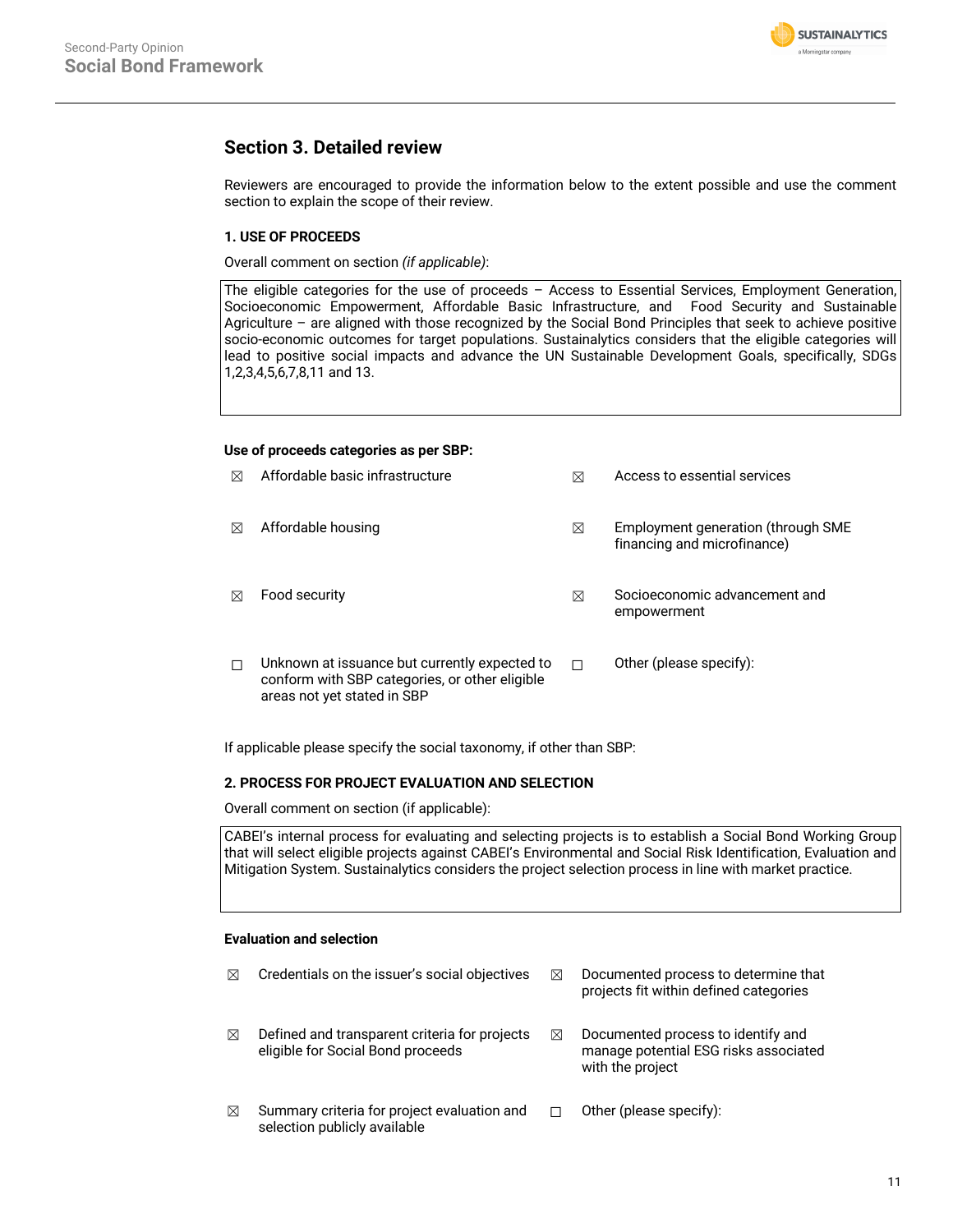## Section 3. Detailed review

Reviewers are encouraged to provide the information below to the extent possible and use the comment section to explain the scope of their review.

### 1. USE OF PROCEEDS

Overall comment on section *(if applicable)*:

> The eligible categories for the use of proceeds – Access to Essential Services, Employment Generation, Socioeconomic Empowerment, Affordable Basic Infrastructure, and Food Security and Sustainable Agriculture – are aligned with those recognized by the Social Bond Principles that seek to achieve positive socio-economic outcomes for target populations. Sustainalytics considers that the eligible categories will lead to positive social impacts and advance the UN Sustainable Development Goals, specifically, SDGs 1,2,3,4,5,6,7,8,11 and 13.

**Use of proceeds categories as per SBP:**

- ☒ Affordable basic infrastructure
- ☒ Access to essential services
- ☒ Affordable housing
- ☒ Employment generation (through SME financing and microfinance)
- ☒ Food security
- ☒ Socioeconomic advancement and empowerment
- ☐ Unknown at issuance but currently expected to conform with SBP categories, or other eligible areas not yet stated in SBP
- ☐ Other (please specify):

If applicable please specify the social taxonomy, if other than SBP:

### 2. PROCESS FOR PROJECT EVALUATION AND SELECTION

Overall comment on section (if applicable):

> CABEI's internal process for evaluating and selecting projects is to establish a Social Bond Working Group that will select eligible projects against CABEI's Environmental and Social Risk Identification, Evaluation and Mitigation System. Sustainalytics considers the project selection process in line with market practice.

**Evaluation and selection**

- ☒ Credentials on the issuer's social objectives
- ☒ Documented process to determine that projects fit within defined categories
- ☒ Defined and transparent criteria for projects eligible for Social Bond proceeds
- ☒ Documented process to identify and manage potential ESG risks associated with the project
- ☒ Summary criteria for project evaluation and selection publicly available
- ☐ Other (please specify):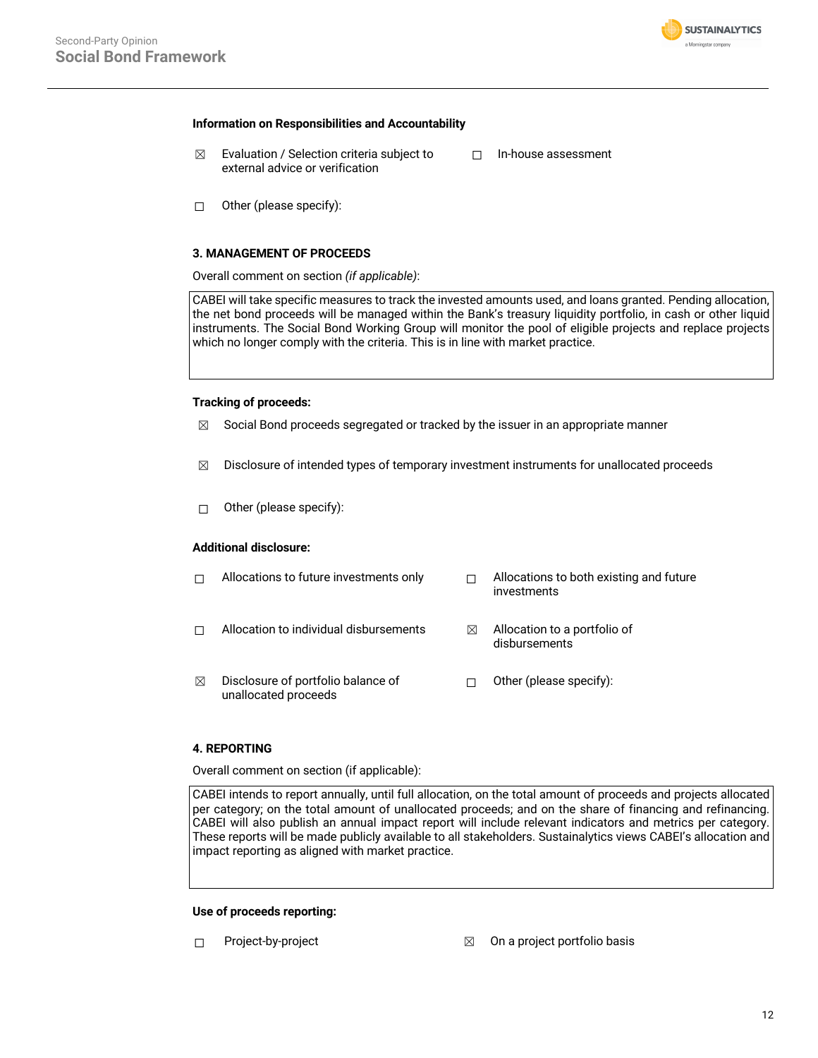**Information on Responsibilities and Accountability**

☒ Evaluation / Selection criteria subject to external advice or verification

☐ In-house assessment

☐ Other (please specify):

**3. MANAGEMENT OF PROCEEDS**

Overall comment on section *(if applicable)*:

CABEI will take specific measures to track the invested amounts used, and loans granted. Pending allocation, the net bond proceeds will be managed within the Bank's treasury liquidity portfolio, in cash or other liquid instruments. The Social Bond Working Group will monitor the pool of eligible projects and replace projects which no longer comply with the criteria. This is in line with market practice.

**Tracking of proceeds:**

☒ Social Bond proceeds segregated or tracked by the issuer in an appropriate manner

☒ Disclosure of intended types of temporary investment instruments for unallocated proceeds

☐ Other (please specify):

**Additional disclosure:**

☐ Allocations to future investments only

☐ Allocations to both existing and future investments

☐ Allocation to individual disbursements

☒ Allocation to a portfolio of disbursements

☒ Disclosure of portfolio balance of unallocated proceeds

☐ Other (please specify):

**4. REPORTING**

Overall comment on section (if applicable):

CABEI intends to report annually, until full allocation, on the total amount of proceeds and projects allocated per category; on the total amount of unallocated proceeds; and on the share of financing and refinancing. CABEI will also publish an annual impact report will include relevant indicators and metrics per category. These reports will be made publicly available to all stakeholders. Sustainalytics views CABEI's allocation and impact reporting as aligned with market practice.

**Use of proceeds reporting:**

☐ Project-by-project

☒ On a project portfolio basis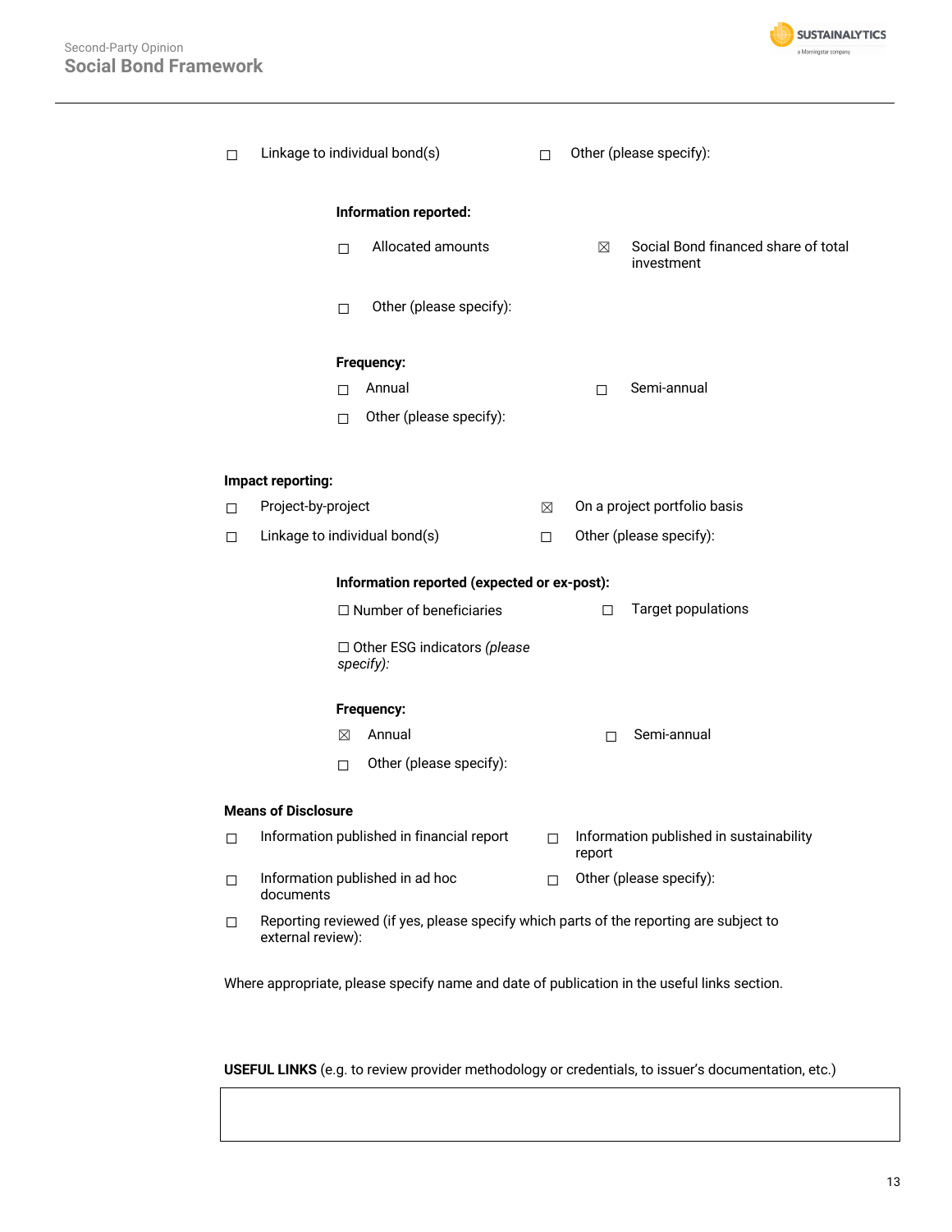☐ Linkage to individual bond(s) ☐ Other (please specify):

**Information reported:**

☐ Allocated amounts ☒ Social Bond financed share of total investment

☐ Other (please specify):

**Frequency:**

☐ Annual ☐ Semi-annual

☐ Other (please specify):

**Impact reporting:**

☐ Project-by-project ☒ On a project portfolio basis

☐ Linkage to individual bond(s) ☐ Other (please specify):

**Information reported (expected or ex-post):**

☐ Number of beneficiaries ☐ Target populations

☐ Other ESG indicators *(please specify):*

**Frequency:**

☒ Annual ☐ Semi-annual

☐ Other (please specify):

**Means of Disclosure**

☐ Information published in financial report ☐ Information published in sustainability report

☐ Information published in ad hoc documents ☐ Other (please specify):

☐ Reporting reviewed (if yes, please specify which parts of the reporting are subject to external review):

Where appropriate, please specify name and date of publication in the useful links section.

**USEFUL LINKS** (e.g. to review provider methodology or credentials, to issuer's documentation, etc.)

| |
|---|
| |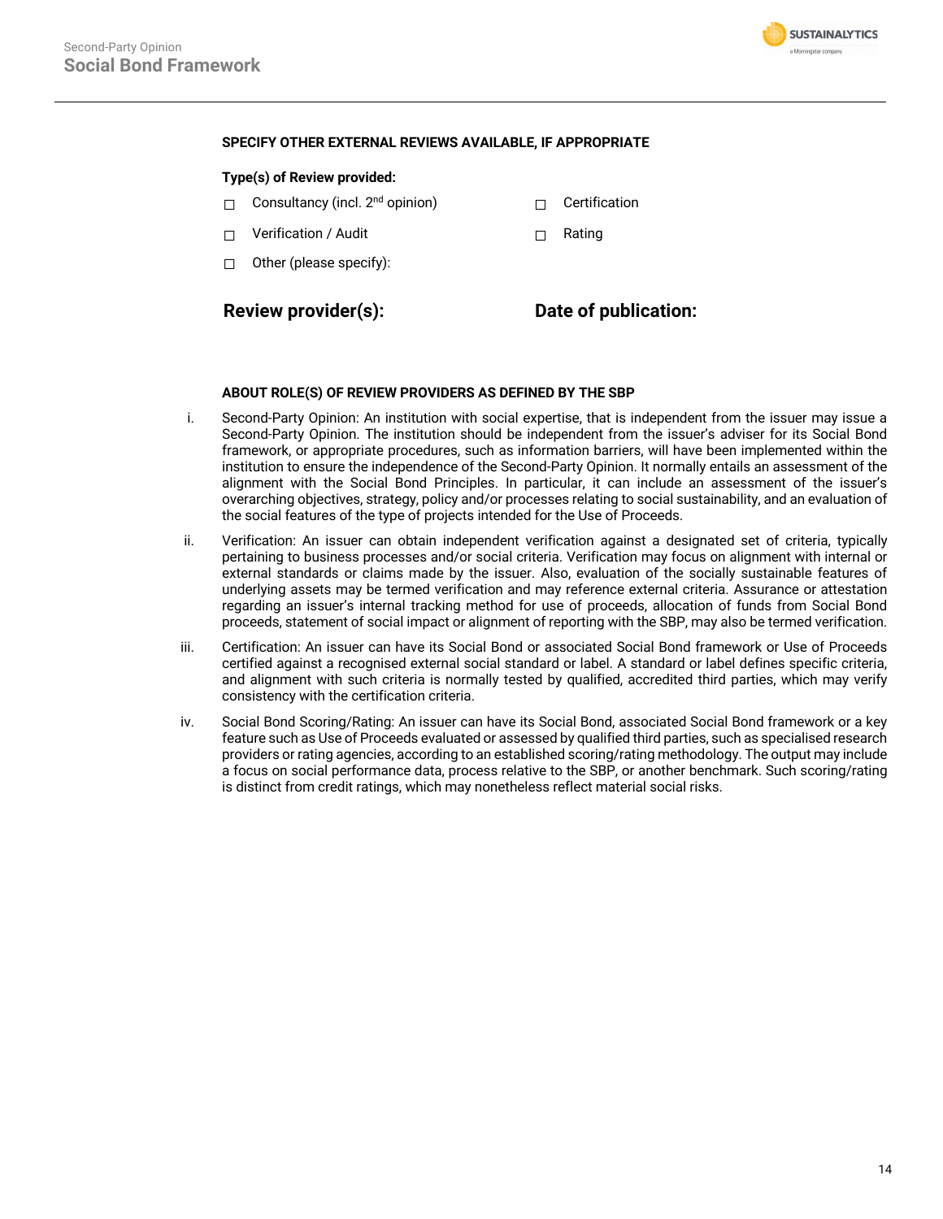**SPECIFY OTHER EXTERNAL REVIEWS AVAILABLE, IF APPROPRIATE**

**Type(s) of Review provided:**

☐ Consultancy (incl. 2nd opinion) ☐ Certification

☐ Verification / Audit ☐ Rating

☐ Other (please specify):

**Review provider(s):** **Date of publication:**

**ABOUT ROLE(S) OF REVIEW PROVIDERS AS DEFINED BY THE SBP**

i. Second-Party Opinion: An institution with social expertise, that is independent from the issuer may issue a Second-Party Opinion. The institution should be independent from the issuer's adviser for its Social Bond framework, or appropriate procedures, such as information barriers, will have been implemented within the institution to ensure the independence of the Second-Party Opinion. It normally entails an assessment of the alignment with the Social Bond Principles. In particular, it can include an assessment of the issuer's overarching objectives, strategy, policy and/or processes relating to social sustainability, and an evaluation of the social features of the type of projects intended for the Use of Proceeds.

ii. Verification: An issuer can obtain independent verification against a designated set of criteria, typically pertaining to business processes and/or social criteria. Verification may focus on alignment with internal or external standards or claims made by the issuer. Also, evaluation of the socially sustainable features of underlying assets may be termed verification and may reference external criteria. Assurance or attestation regarding an issuer's internal tracking method for use of proceeds, allocation of funds from Social Bond proceeds, statement of social impact or alignment of reporting with the SBP, may also be termed verification.

iii. Certification: An issuer can have its Social Bond or associated Social Bond framework or Use of Proceeds certified against a recognised external social standard or label. A standard or label defines specific criteria, and alignment with such criteria is normally tested by qualified, accredited third parties, which may verify consistency with the certification criteria.

iv. Social Bond Scoring/Rating: An issuer can have its Social Bond, associated Social Bond framework or a key feature such as Use of Proceeds evaluated or assessed by qualified third parties, such as specialised research providers or rating agencies, according to an established scoring/rating methodology. The output may include a focus on social performance data, process relative to the SBP, or another benchmark. Such scoring/rating is distinct from credit ratings, which may nonetheless reflect material social risks.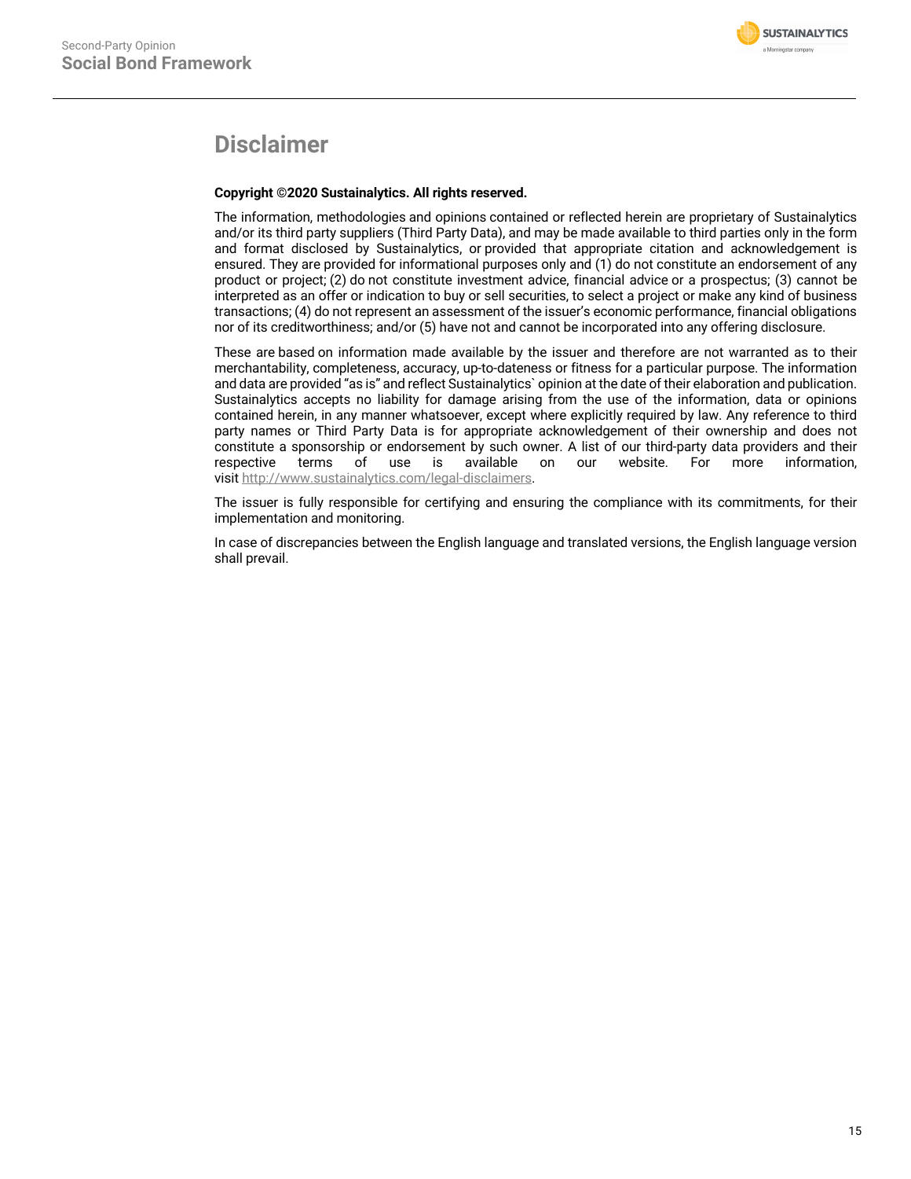# Disclaimer

**Copyright ©2020 Sustainalytics. All rights reserved.**

The information, methodologies and opinions contained or reflected herein are proprietary of Sustainalytics and/or its third party suppliers (Third Party Data), and may be made available to third parties only in the form and format disclosed by Sustainalytics, or provided that appropriate citation and acknowledgement is ensured. They are provided for informational purposes only and (1) do not constitute an endorsement of any product or project; (2) do not constitute investment advice, financial advice or a prospectus; (3) cannot be interpreted as an offer or indication to buy or sell securities, to select a project or make any kind of business transactions; (4) do not represent an assessment of the issuer's economic performance, financial obligations nor of its creditworthiness; and/or (5) have not and cannot be incorporated into any offering disclosure.

These are based on information made available by the issuer and therefore are not warranted as to their merchantability, completeness, accuracy, up-to-dateness or fitness for a particular purpose. The information and data are provided "as is" and reflect Sustainalytics` opinion at the date of their elaboration and publication. Sustainalytics accepts no liability for damage arising from the use of the information, data or opinions contained herein, in any manner whatsoever, except where explicitly required by law. Any reference to third party names or Third Party Data is for appropriate acknowledgement of their ownership and does not constitute a sponsorship or endorsement by such owner. A list of our third-party data providers and their respective terms of use is available on our website. For more information, visit http://www.sustainalytics.com/legal-disclaimers.

The issuer is fully responsible for certifying and ensuring the compliance with its commitments, for their implementation and monitoring.

In case of discrepancies between the English language and translated versions, the English language version shall prevail.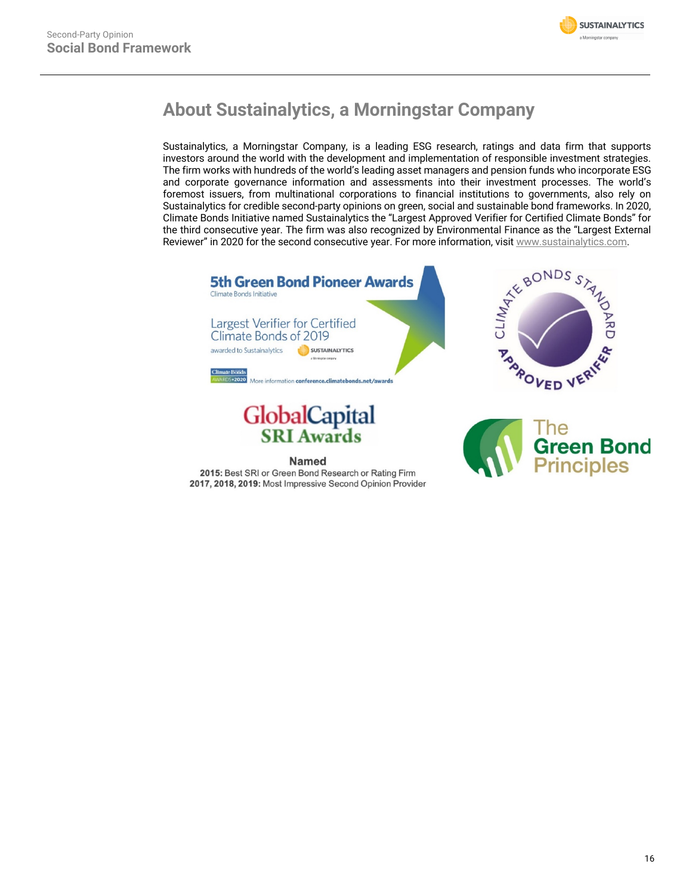## About Sustainalytics, a Morningstar Company

Sustainalytics, a Morningstar Company, is a leading ESG research, ratings and data firm that supports investors around the world with the development and implementation of responsible investment strategies. The firm works with hundreds of the world's leading asset managers and pension funds who incorporate ESG and corporate governance information and assessments into their investment processes. The world's foremost issuers, from multinational corporations to financial institutions to governments, also rely on Sustainalytics for credible second-party opinions on green, social and sustainable bond frameworks. In 2020, Climate Bonds Initiative named Sustainalytics the "Largest Approved Verifier for Certified Climate Bonds" for the third consecutive year. The firm was also recognized by Environmental Finance as the "Largest External Reviewer" in 2020 for the second consecutive year. For more information, visit www.sustainalytics.com.

5th Green Bond Pioneer Awards
Climate Bonds Initiative

Largest Verifier for Certified Climate Bonds of 2019
awarded to Sustainalytics

Climate Bonds AWARDS 2020 More information conference.climatebonds.net/awards

CLIMATE BONDS STANDARD APPROVED VERIFIER

GlobalCapital SRI Awards

Named
**2015:** Best SRI or Green Bond Research or Rating Firm
**2017, 2018, 2019:** Most Impressive Second Opinion Provider

The Green Bond Principles